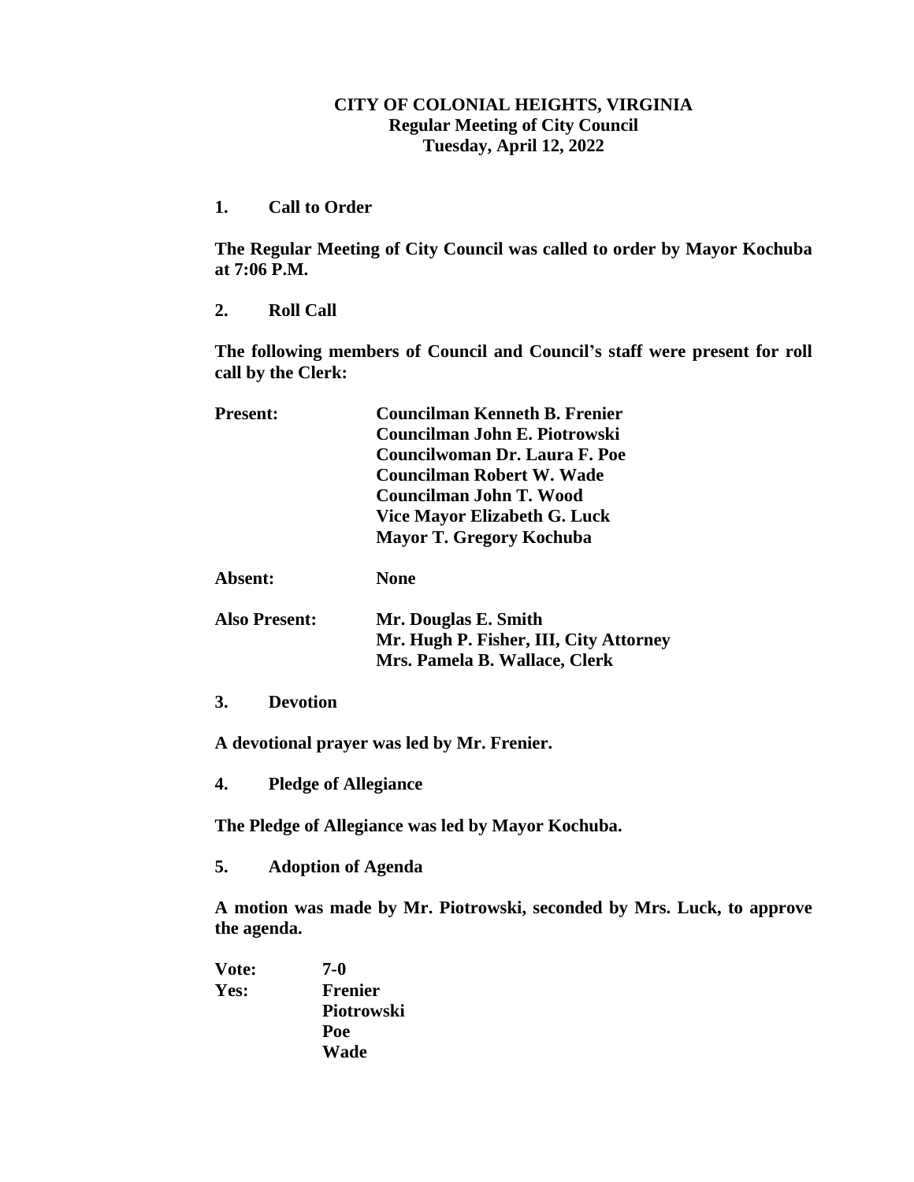# CITY OF COLONIAL HEIGHTS, VIRGINIA
## Regular Meeting of City Council
## Tuesday, April 12, 2022

**1. Call to Order**

**The Regular Meeting of City Council was called to order by Mayor Kochuba at 7:06 P.M.**

**2. Roll Call**

**The following members of Council and Council's staff were present for roll call by the Clerk:**

| | |
|---|---|
| **Present:** | **Councilman Kenneth B. Frenier** |
| | **Councilman John E. Piotrowski** |
| | **Councilwoman Dr. Laura F. Poe** |
| | **Councilman Robert W. Wade** |
| | **Councilman John T. Wood** |
| | **Vice Mayor Elizabeth G. Luck** |
| | **Mayor T. Gregory Kochuba** |
| **Absent:** | **None** |
| **Also Present:** | **Mr. Douglas E. Smith** |
| | **Mr. Hugh P. Fisher, III, City Attorney** |
| | **Mrs. Pamela B. Wallace, Clerk** |

**3. Devotion**

**A devotional prayer was led by Mr. Frenier.**

**4. Pledge of Allegiance**

**The Pledge of Allegiance was led by Mayor Kochuba.**

**5. Adoption of Agenda**

**A motion was made by Mr. Piotrowski, seconded by Mrs. Luck, to approve the agenda.**

| | |
|---|---|
| **Vote:** | **7-0** |
| **Yes:** | **Frenier** |
| | **Piotrowski** |
| | **Poe** |
| | **Wade** |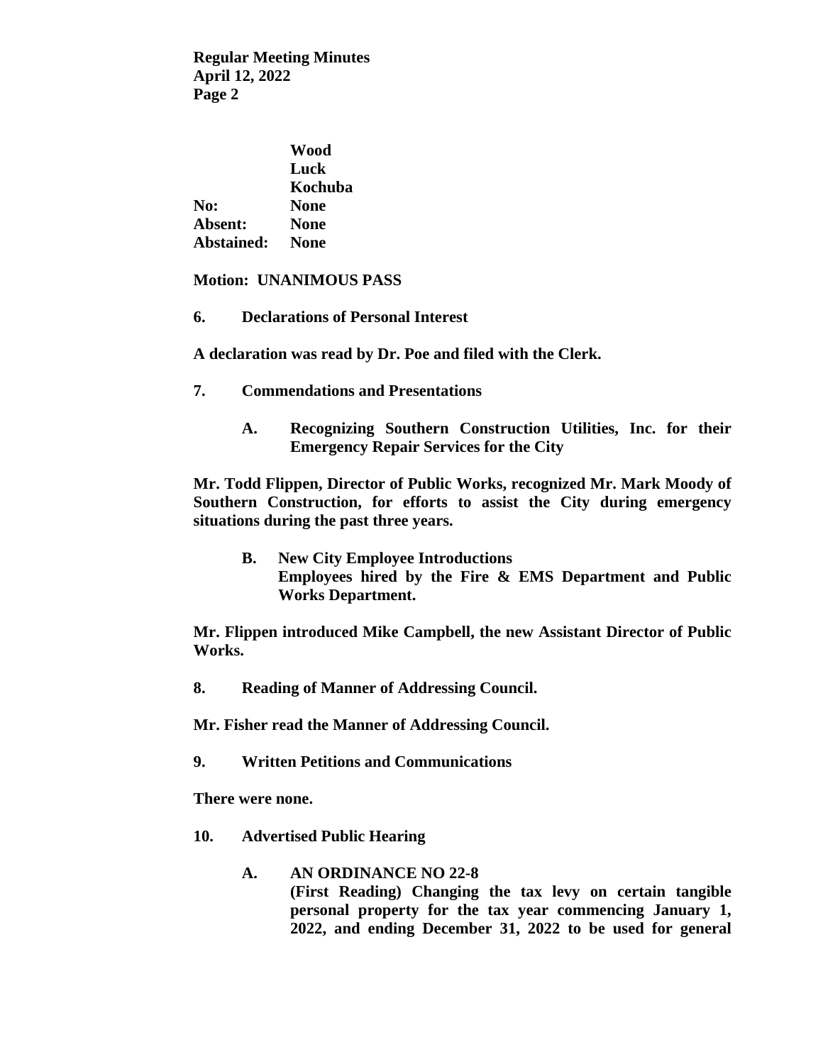| | |
|---|---|
| | **Wood** |
| | **Luck** |
| | **Kochuba** |
| **No:** | **None** |
| **Absent:** | **None** |
| **Abstained:** | **None** |

**Motion: UNANIMOUS PASS**

**6. Declarations of Personal Interest**

**A declaration was read by Dr. Poe and filed with the Clerk.**

**7. Commendations and Presentations**

**A. Recognizing Southern Construction Utilities, Inc. for their Emergency Repair Services for the City**

**Mr. Todd Flippen, Director of Public Works, recognized Mr. Mark Moody of Southern Construction, for efforts to assist the City during emergency situations during the past three years.**

**B. New City Employee Introductions**
**Employees hired by the Fire & EMS Department and Public Works Department.**

**Mr. Flippen introduced Mike Campbell, the new Assistant Director of Public Works.**

**8. Reading of Manner of Addressing Council.**

**Mr. Fisher read the Manner of Addressing Council.**

**9. Written Petitions and Communications**

**There were none.**

**10. Advertised Public Hearing**

**A. AN ORDINANCE NO 22-8**
**(First Reading) Changing the tax levy on certain tangible personal property for the tax year commencing January 1, 2022, and ending December 31, 2022 to be used for general**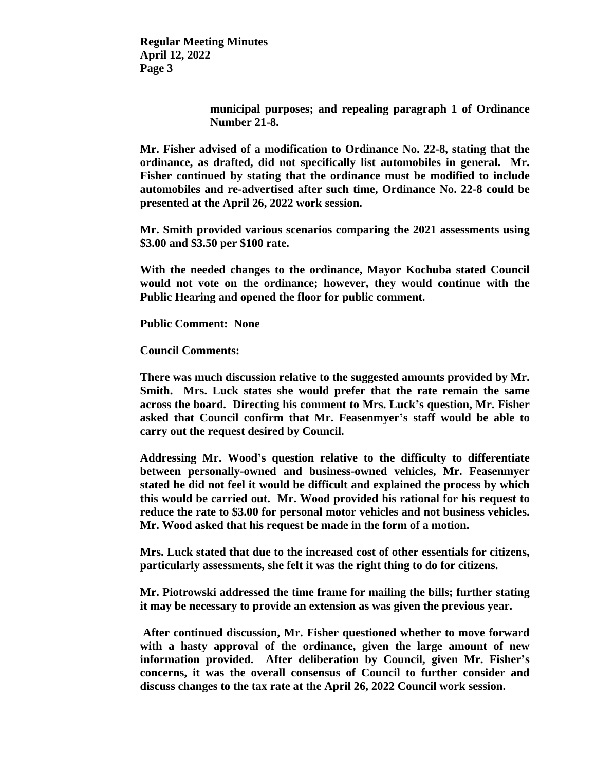**municipal purposes; and repealing paragraph 1 of Ordinance Number 21-8.**

**Mr. Fisher advised of a modification to Ordinance No. 22-8, stating that the ordinance, as drafted, did not specifically list automobiles in general. Mr. Fisher continued by stating that the ordinance must be modified to include automobiles and re-advertised after such time, Ordinance No. 22-8 could be presented at the April 26, 2022 work session.**

**Mr. Smith provided various scenarios comparing the 2021 assessments using \$3.00 and \$3.50 per \$100 rate.**

**With the needed changes to the ordinance, Mayor Kochuba stated Council would not vote on the ordinance; however, they would continue with the Public Hearing and opened the floor for public comment.**

**Public Comment: None**

**Council Comments:**

**There was much discussion relative to the suggested amounts provided by Mr. Smith. Mrs. Luck states she would prefer that the rate remain the same across the board. Directing his comment to Mrs. Luck's question, Mr. Fisher asked that Council confirm that Mr. Feasenmyer's staff would be able to carry out the request desired by Council.**

**Addressing Mr. Wood's question relative to the difficulty to differentiate between personally-owned and business-owned vehicles, Mr. Feasenmyer stated he did not feel it would be difficult and explained the process by which this would be carried out. Mr. Wood provided his rational for his request to reduce the rate to \$3.00 for personal motor vehicles and not business vehicles. Mr. Wood asked that his request be made in the form of a motion.**

**Mrs. Luck stated that due to the increased cost of other essentials for citizens, particularly assessments, she felt it was the right thing to do for citizens.**

**Mr. Piotrowski addressed the time frame for mailing the bills; further stating it may be necessary to provide an extension as was given the previous year.**

**After continued discussion, Mr. Fisher questioned whether to move forward with a hasty approval of the ordinance, given the large amount of new information provided. After deliberation by Council, given Mr. Fisher's concerns, it was the overall consensus of Council to further consider and discuss changes to the tax rate at the April 26, 2022 Council work session.**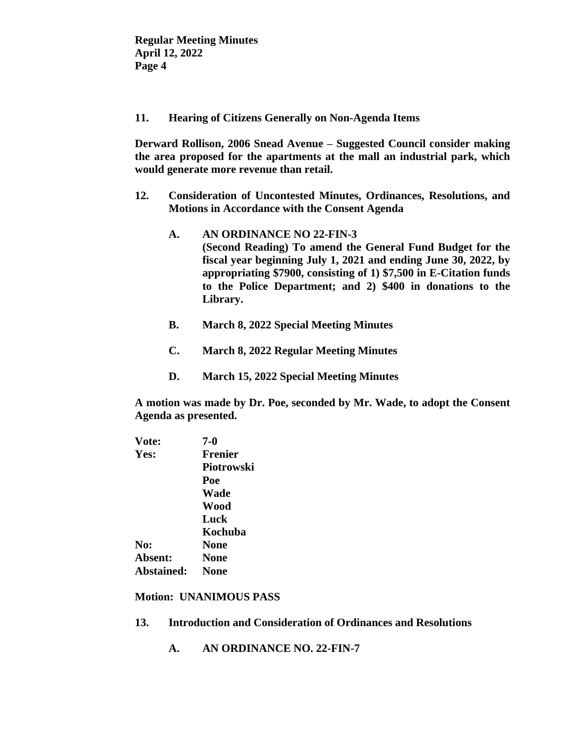**11. Hearing of Citizens Generally on Non-Agenda Items**

**Derward Rollison, 2006 Snead Avenue – Suggested Council consider making the area proposed for the apartments at the mall an industrial park, which would generate more revenue than retail.**

**12. Consideration of Uncontested Minutes, Ordinances, Resolutions, and Motions in Accordance with the Consent Agenda**

**A. AN ORDINANCE NO 22-FIN-3**
**(Second Reading) To amend the General Fund Budget for the fiscal year beginning July 1, 2021 and ending June 30, 2022, by appropriating $7900, consisting of 1) $7,500 in E-Citation funds to the Police Department; and 2) $400 in donations to the Library.**

**B. March 8, 2022 Special Meeting Minutes**

**C. March 8, 2022 Regular Meeting Minutes**

**D. March 15, 2022 Special Meeting Minutes**

**A motion was made by Dr. Poe, seconded by Mr. Wade, to adopt the Consent Agenda as presented.**

| | |
|---|---|
| **Vote:** | **7-0** |
| **Yes:** | **Frenier** |
| | **Piotrowski** |
| | **Poe** |
| | **Wade** |
| | **Wood** |
| | **Luck** |
| | **Kochuba** |
| **No:** | **None** |
| **Absent:** | **None** |
| **Abstained:** | **None** |

**Motion: UNANIMOUS PASS**

**13. Introduction and Consideration of Ordinances and Resolutions**

**A. AN ORDINANCE NO. 22-FIN-7**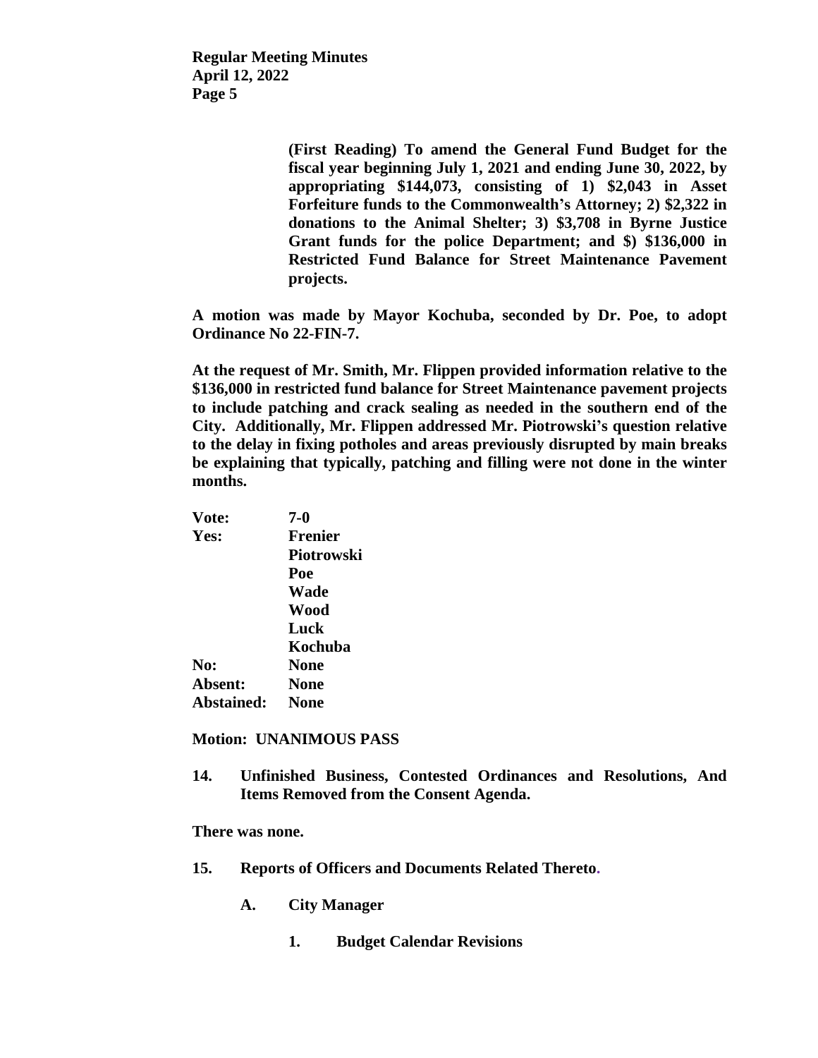**(First Reading) To amend the General Fund Budget for the fiscal year beginning July 1, 2021 and ending June 30, 2022, by appropriating $144,073, consisting of 1) $2,043 in Asset Forfeiture funds to the Commonwealth's Attorney; 2) $2,322 in donations to the Animal Shelter; 3) $3,708 in Byrne Justice Grant funds for the police Department; and $) $136,000 in Restricted Fund Balance for Street Maintenance Pavement projects.**

**A motion was made by Mayor Kochuba, seconded by Dr. Poe, to adopt Ordinance No 22-FIN-7.**

**At the request of Mr. Smith, Mr. Flippen provided information relative to the $136,000 in restricted fund balance for Street Maintenance pavement projects to include patching and crack sealing as needed in the southern end of the City. Additionally, Mr. Flippen addressed Mr. Piotrowski's question relative to the delay in fixing potholes and areas previously disrupted by main breaks be explaining that typically, patching and filling were not done in the winter months.**

| **Vote:** | **7-0** |
|---|---|
| **Yes:** | **Frenier** |
| | **Piotrowski** |
| | **Poe** |
| | **Wade** |
| | **Wood** |
| | **Luck** |
| | **Kochuba** |
| **No:** | **None** |
| **Absent:** | **None** |
| **Abstained:** | **None** |

**Motion: UNANIMOUS PASS**

**14. Unfinished Business, Contested Ordinances and Resolutions, And Items Removed from the Consent Agenda.**

**There was none.**

**15. Reports of Officers and Documents Related Thereto.**

**A. City Manager**

**1. Budget Calendar Revisions**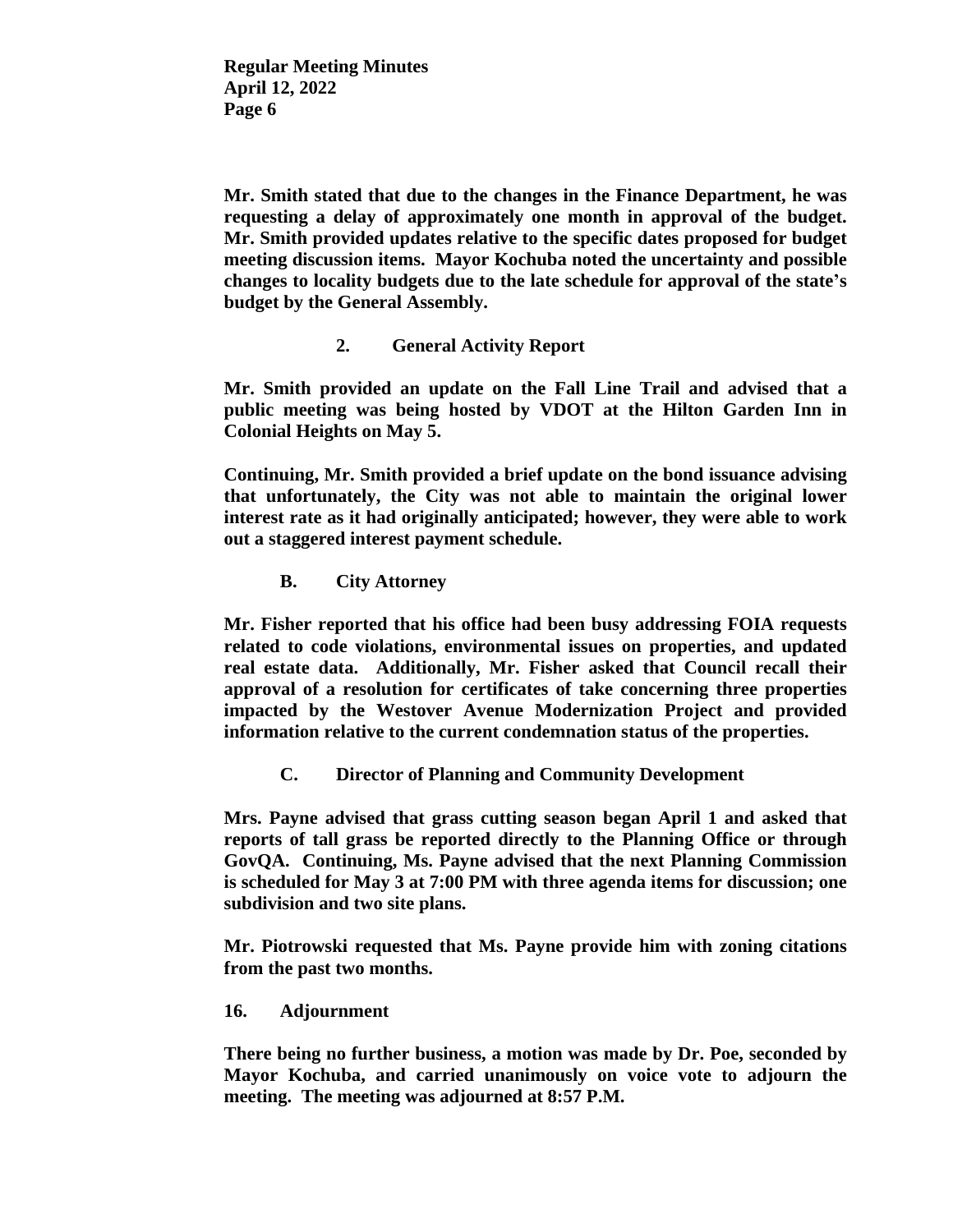Mr. Smith stated that due to the changes in the Finance Department, he was requesting a delay of approximately one month in approval of the budget. Mr. Smith provided updates relative to the specific dates proposed for budget meeting discussion items. Mayor Kochuba noted the uncertainty and possible changes to locality budgets due to the late schedule for approval of the state's budget by the General Assembly.

**2. General Activity Report**

Mr. Smith provided an update on the Fall Line Trail and advised that a public meeting was being hosted by VDOT at the Hilton Garden Inn in Colonial Heights on May 5.

Continuing, Mr. Smith provided a brief update on the bond issuance advising that unfortunately, the City was not able to maintain the original lower interest rate as it had originally anticipated; however, they were able to work out a staggered interest payment schedule.

**B. City Attorney**

Mr. Fisher reported that his office had been busy addressing FOIA requests related to code violations, environmental issues on properties, and updated real estate data. Additionally, Mr. Fisher asked that Council recall their approval of a resolution for certificates of take concerning three properties impacted by the Westover Avenue Modernization Project and provided information relative to the current condemnation status of the properties.

**C. Director of Planning and Community Development**

Mrs. Payne advised that grass cutting season began April 1 and asked that reports of tall grass be reported directly to the Planning Office or through GovQA. Continuing, Ms. Payne advised that the next Planning Commission is scheduled for May 3 at 7:00 PM with three agenda items for discussion; one subdivision and two site plans.

Mr. Piotrowski requested that Ms. Payne provide him with zoning citations from the past two months.

**16. Adjournment**

There being no further business, a motion was made by Dr. Poe, seconded by Mayor Kochuba, and carried unanimously on voice vote to adjourn the meeting. The meeting was adjourned at 8:57 P.M.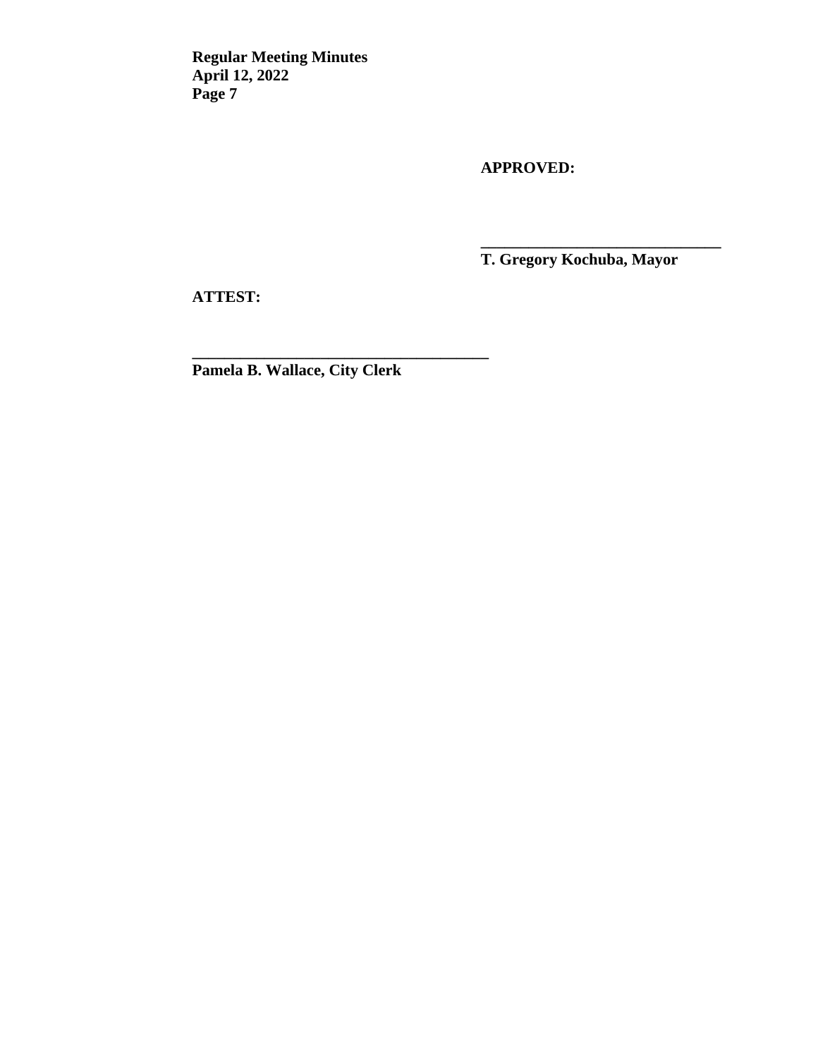**APPROVED:**

\_\_\_\_\_\_\_\_\_\_\_\_\_\_\_\_\_\_\_\_\_\_\_\_\_\_\_\_\_\_

**T. Gregory Kochuba, Mayor**

**ATTEST:**

\_\_\_\_\_\_\_\_\_\_\_\_\_\_\_\_\_\_\_\_\_\_\_\_\_\_\_\_\_\_\_\_\_\_\_\_\_

**Pamela B. Wallace, City Clerk**